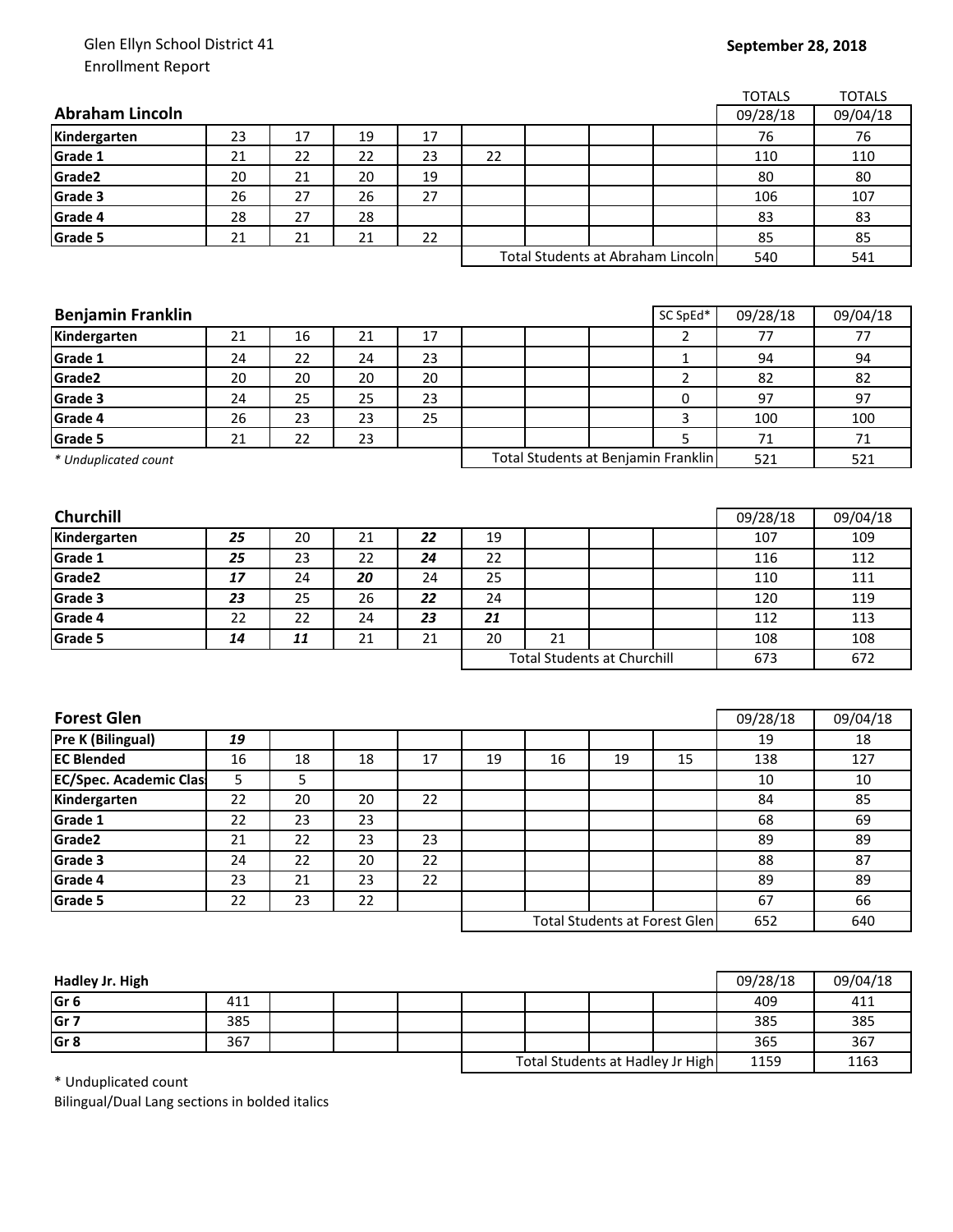Glen Ellyn School District 41
Enrollment Report

**September 28, 2018**

| **Abraham Lincoln** | | | | | | | | | TOTALS 09/28/18 | TOTALS 09/04/18 |
|---|---|---|---|---|---|---|---|---|---|---|
| **Kindergarten** | 23 | 17 | 19 | 17 | | | | | 76 | 76 |
| **Grade 1** | 21 | 22 | 22 | 23 | 22 | | | | 110 | 110 |
| **Grade2** | 20 | 21 | 20 | 19 | | | | | 80 | 80 |
| **Grade 3** | 26 | 27 | 26 | 27 | | | | | 106 | 107 |
| **Grade 4** | 28 | 27 | 28 | | | | | | 83 | 83 |
| **Grade 5** | 21 | 21 | 21 | 22 | | | | | 85 | 85 |
| | | | | | Total Students at Abraham Lincoln | | | | 540 | 541 |

| **Benjamin Franklin** | | | | | | | | SC SpEd* | 09/28/18 | 09/04/18 |
|---|---|---|---|---|---|---|---|---|---|---|
| **Kindergarten** | 21 | 16 | 21 | 17 | | | | 2 | 77 | 77 |
| **Grade 1** | 24 | 22 | 24 | 23 | | | | 1 | 94 | 94 |
| **Grade2** | 20 | 20 | 20 | 20 | | | | 2 | 82 | 82 |
| **Grade 3** | 24 | 25 | 25 | 23 | | | | 0 | 97 | 97 |
| **Grade 4** | 26 | 23 | 23 | 25 | | | | 3 | 100 | 100 |
| **Grade 5** | 21 | 22 | 23 | | | | | 5 | 71 | 71 |
| *\* Unduplicated count* | | | | | Total Students at Benjamin Franklin | | | | 521 | 521 |

| **Churchill** | | | | | | | | | 09/28/18 | 09/04/18 |
|---|---|---|---|---|---|---|---|---|---|---|
| **Kindergarten** | ***25*** | 20 | 21 | ***22*** | 19 | | | | 107 | 109 |
| **Grade 1** | ***25*** | 23 | 22 | ***24*** | 22 | | | | 116 | 112 |
| **Grade2** | ***17*** | 24 | ***20*** | 24 | 25 | | | | 110 | 111 |
| **Grade 3** | ***23*** | 25 | 26 | ***22*** | 24 | | | | 120 | 119 |
| **Grade 4** | 22 | 22 | 24 | ***23*** | ***21*** | | | | 112 | 113 |
| **Grade 5** | ***14*** | ***11*** | 21 | 21 | 20 | 21 | | | 108 | 108 |
| | | | | | Total Students at Churchill | | | | 673 | 672 |

| **Forest Glen** | | | | | | | | | 09/28/18 | 09/04/18 |
|---|---|---|---|---|---|---|---|---|---|---|
| **Pre K (Bilingual)** | ***19*** | | | | | | | | 19 | 18 |
| **EC Blended** | 16 | 18 | 18 | 17 | 19 | 16 | 19 | 15 | 138 | 127 |
| **EC/Spec. Academic Clas** | 5 | 5 | | | | | | | 10 | 10 |
| **Kindergarten** | 22 | 20 | 20 | 22 | | | | | 84 | 85 |
| **Grade 1** | 22 | 23 | 23 | | | | | | 68 | 69 |
| **Grade2** | 21 | 22 | 23 | 23 | | | | | 89 | 89 |
| **Grade 3** | 24 | 22 | 20 | 22 | | | | | 88 | 87 |
| **Grade 4** | 23 | 21 | 23 | 22 | | | | | 89 | 89 |
| **Grade 5** | 22 | 23 | 22 | | | | | | 67 | 66 |
| | | | | | Total Students at Forest Glen | | | | 652 | 640 |

| **Hadley Jr. High** | | | | | | | | | 09/28/18 | 09/04/18 |
|---|---|---|---|---|---|---|---|---|---|---|
| **Gr 6** | 411 | | | | | | | | 409 | 411 |
| **Gr 7** | 385 | | | | | | | | 385 | 385 |
| **Gr 8** | 367 | | | | | | | | 365 | 367 |
| | | | | | Total Students at Hadley Jr High | | | | 1159 | 1163 |

* Unduplicated count
Bilingual/Dual Lang sections in bolded italics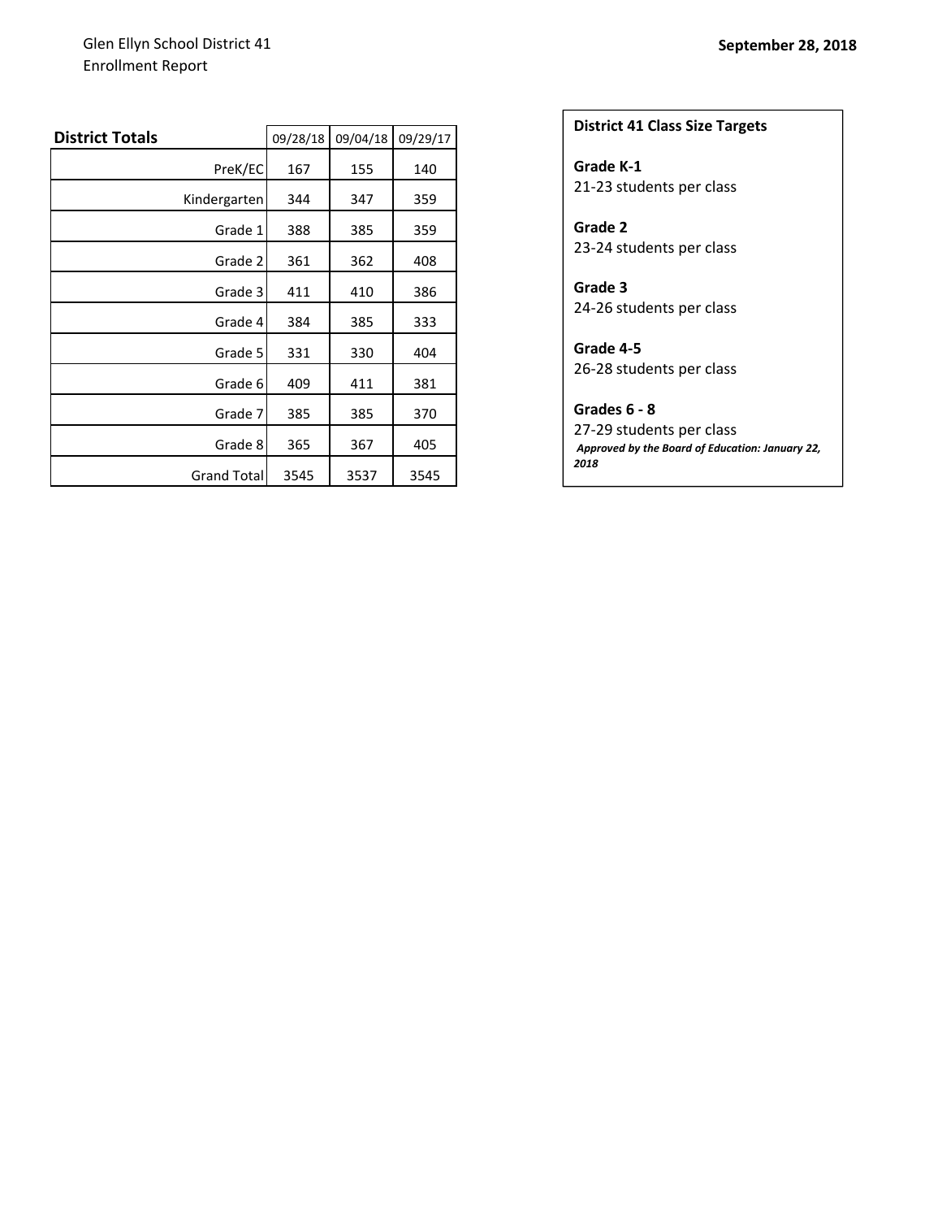Glen Ellyn School District 41
Enrollment Report

**September 28, 2018**

| **District Totals** | 09/28/18 | 09/04/18 | 09/29/17 |
|---|---|---|---|
| PreK/EC | 167 | 155 | 140 |
| Kindergarten | 344 | 347 | 359 |
| Grade 1 | 388 | 385 | 359 |
| Grade 2 | 361 | 362 | 408 |
| Grade 3 | 411 | 410 | 386 |
| Grade 4 | 384 | 385 | 333 |
| Grade 5 | 331 | 330 | 404 |
| Grade 6 | 409 | 411 | 381 |
| Grade 7 | 385 | 385 | 370 |
| Grade 8 | 365 | 367 | 405 |
| Grand Total | 3545 | 3537 | 3545 |

**District 41 Class Size Targets**

**Grade K-1**
21-23 students per class

**Grade 2**
23-24 students per class

**Grade 3**
24-26 students per class

**Grade 4-5**
26-28 students per class

**Grades 6 - 8**
27-29 students per class

***Approved by the Board of Education: January 22, 2018***